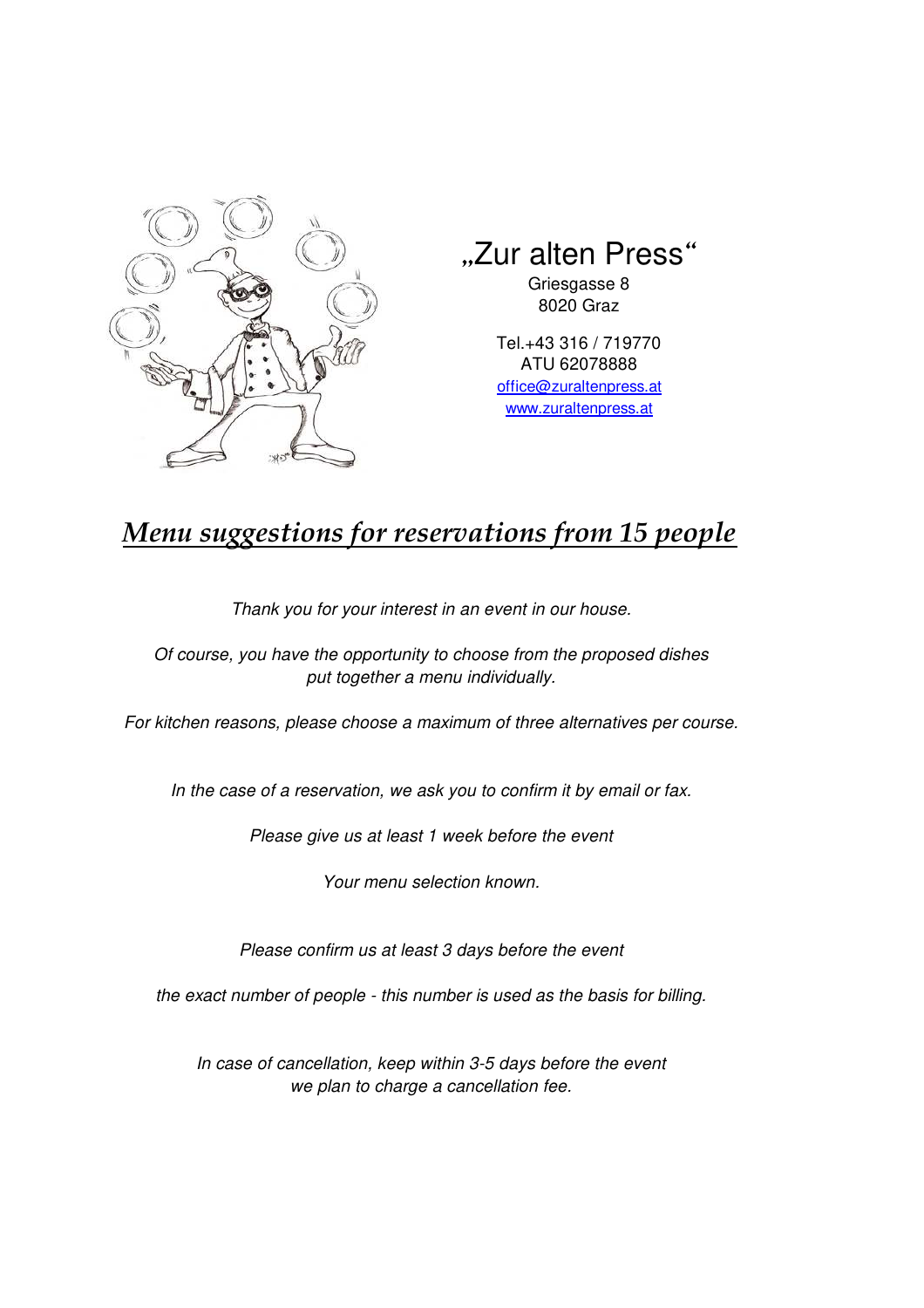„Zur alten Press“

Griesgasse 8
8020 Graz

Tel.+43 316 / 719770
ATU 62078888
office@zuraltenpress.at
www.zuraltenpress.at

# ***Menu suggestions for reservations from 15 people***

*Thank you for your interest in an event in our house.*

*Of course, you have the opportunity to choose from the proposed dishes put together a menu individually.*

*For kitchen reasons, please choose a maximum of three alternatives per course.*

*In the case of a reservation, we ask you to confirm it by email or fax.*

*Please give us at least 1 week before the event*

*Your menu selection known.*

*Please confirm us at least 3 days before the event*

*the exact number of people - this number is used as the basis for billing.*

*In case of cancellation, keep within 3-5 days before the event we plan to charge a cancellation fee.*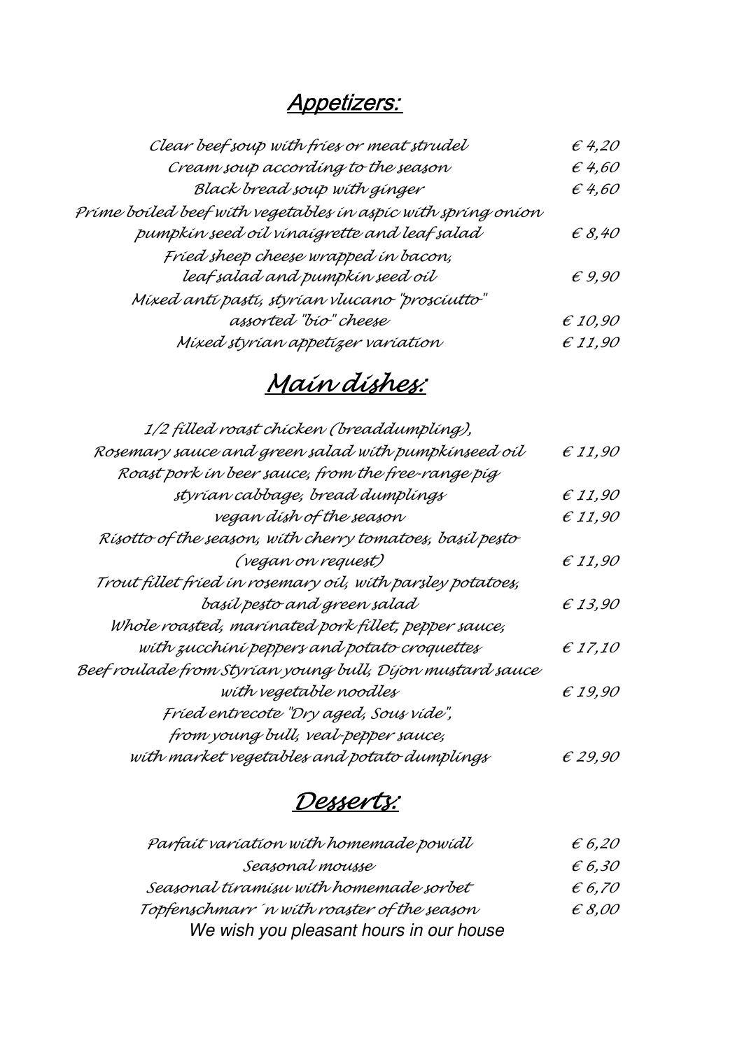## Appetizers:

| | |
|---|---|
| Clear beef soup with fries or meat strudel | € 4,20 |
| Cream soup according to the season | € 4,60 |
| Black bread soup with ginger | € 4,60 |
| Prime boiled beef with vegetables in aspic with spring onion pumpkin seed oil vinaigrette and leaf salad | € 8,40 |
| Fried sheep cheese wrapped in bacon, leaf salad and pumpkin seed oil | € 9,90 |
| Mixed anti pasti, styrian vlucano "prosciutto" assorted "bio" cheese | € 10,90 |
| Mixed styrian appetizer variation | € 11,90 |

## Main dishes:

| | |
|---|---|
| 1/2 filled roast chicken (breaddumpling), Rosemary sauce and green salad with pumpkinseed oil | € 11,90 |
| Roast pork in beer sauce, from the free-range pig styrian cabbage, bread dumplings | € 11,90 |
| vegan dish of the season | € 11,90 |
| Risotto of the season, with cherry tomatoes, basil pesto (vegan on request) | € 11,90 |
| Trout fillet fried in rosemary oil, with parsley potatoes, basil pesto and green salad | € 13,90 |
| Whole roasted, marinated pork fillet, pepper sauce, with zucchini peppers and potato croquettes | € 17,10 |
| Beef roulade from Styrian young bull, Dijon mustard sauce with vegetable noodles | € 19,90 |
| Fried entrecote "Dry aged, Sous vide", from young bull, veal-pepper sauce, with market vegetables and potato dumplings | € 29,90 |

## Desserts:

| | |
|---|---|
| Parfait variation with homemade powidl | € 6,20 |
| Seasonal mousse | € 6,30 |
| Seasonal tiramisu with homemade sorbet | € 6,70 |
| Topfenschmarr´n with roaster of the season | € 8,00 |

We wish you pleasant hours in our house